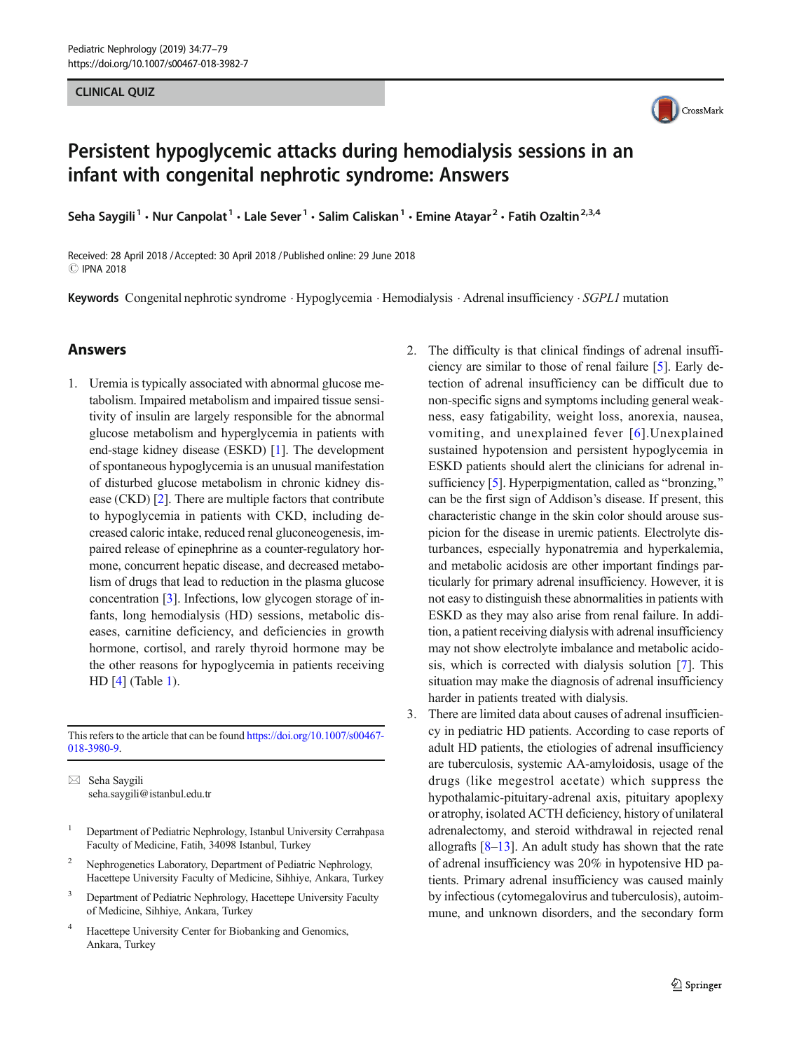CLINICAL QUIZ

# Persistent hypoglycemic attacks during hemodialysis sessions in an infant with congenital nephrotic syndrome: Answers

Seha Saygili[1] · Nur Canpolat[1] · Lale Sever[1] · Salim Caliskan[1] · Emine Atayar[2] · Fatih Ozaltin[2,3,4]

Received: 28 April 2018 / Accepted: 30 April 2018 / Published online: 29 June 2018
© IPNA 2018

**Keywords** Congenital nephrotic syndrome · Hypoglycemia · Hemodialysis · Adrenal insufficiency · *SGPL1* mutation

## Answers

1. Uremia is typically associated with abnormal glucose metabolism. Impaired metabolism and impaired tissue sensitivity of insulin are largely responsible for the abnormal glucose metabolism and hyperglycemia in patients with end-stage kidney disease (ESKD) [1]. The development of spontaneous hypoglycemia is an unusual manifestation of disturbed glucose metabolism in chronic kidney disease (CKD) [2]. There are multiple factors that contribute to hypoglycemia in patients with CKD, including decreased caloric intake, reduced renal gluconeogenesis, impaired release of epinephrine as a counter-regulatory hormone, concurrent hepatic disease, and decreased metabolism of drugs that lead to reduction in the plasma glucose concentration [3]. Infections, low glycogen storage of infants, long hemodialysis (HD) sessions, metabolic diseases, carnitine deficiency, and deficiencies in growth hormone, cortisol, and rarely thyroid hormone may be the other reasons for hypoglycemia in patients receiving HD [4] (Table 1).
2. The difficulty is that clinical findings of adrenal insufficiency are similar to those of renal failure [5]. Early detection of adrenal insufficiency can be difficult due to non-specific signs and symptoms including general weakness, easy fatigability, weight loss, anorexia, nausea, vomiting, and unexplained fever [6].Unexplained sustained hypotension and persistent hypoglycemia in ESKD patients should alert the clinicians for adrenal insufficiency [5]. Hyperpigmentation, called as "bronzing," can be the first sign of Addison's disease. If present, this characteristic change in the skin color should arouse suspicion for the disease in uremic patients. Electrolyte disturbances, especially hyponatremia and hyperkalemia, and metabolic acidosis are other important findings particularly for primary adrenal insufficiency. However, it is not easy to distinguish these abnormalities in patients with ESKD as they may also arise from renal failure. In addition, a patient receiving dialysis with adrenal insufficiency may not show electrolyte imbalance and metabolic acidosis, which is corrected with dialysis solution [7]. This situation may make the diagnosis of adrenal insufficiency harder in patients treated with dialysis.
3. There are limited data about causes of adrenal insufficiency in pediatric HD patients. According to case reports of adult HD patients, the etiologies of adrenal insufficiency are tuberculosis, systemic AA-amyloidosis, usage of the drugs (like megestrol acetate) which suppress the hypothalamic-pituitary-adrenal axis, pituitary apoplexy or atrophy, isolated ACTH deficiency, history of unilateral adrenalectomy, and steroid withdrawal in rejected renal allografts [8–13]. An adult study has shown that the rate of adrenal insufficiency was 20% in hypotensive HD patients. Primary adrenal insufficiency was caused mainly by infectious (cytomegalovirus and tuberculosis), autoimmune, and unknown disorders, and the secondary form

This refers to the article that can be found https://doi.org/10.1007/s00467-018-3980-9.

✉ Seha Saygili
seha.saygili@istanbul.edu.tr

[1] Department of Pediatric Nephrology, Istanbul University Cerrahpasa Faculty of Medicine, Fatih, 34098 Istanbul, Turkey

[2] Nephrogenetics Laboratory, Department of Pediatric Nephrology, Hacettepe University Faculty of Medicine, Sihhiye, Ankara, Turkey

[3] Department of Pediatric Nephrology, Hacettepe University Faculty of Medicine, Sihhiye, Ankara, Turkey

[4] Hacettepe University Center for Biobanking and Genomics, Ankara, Turkey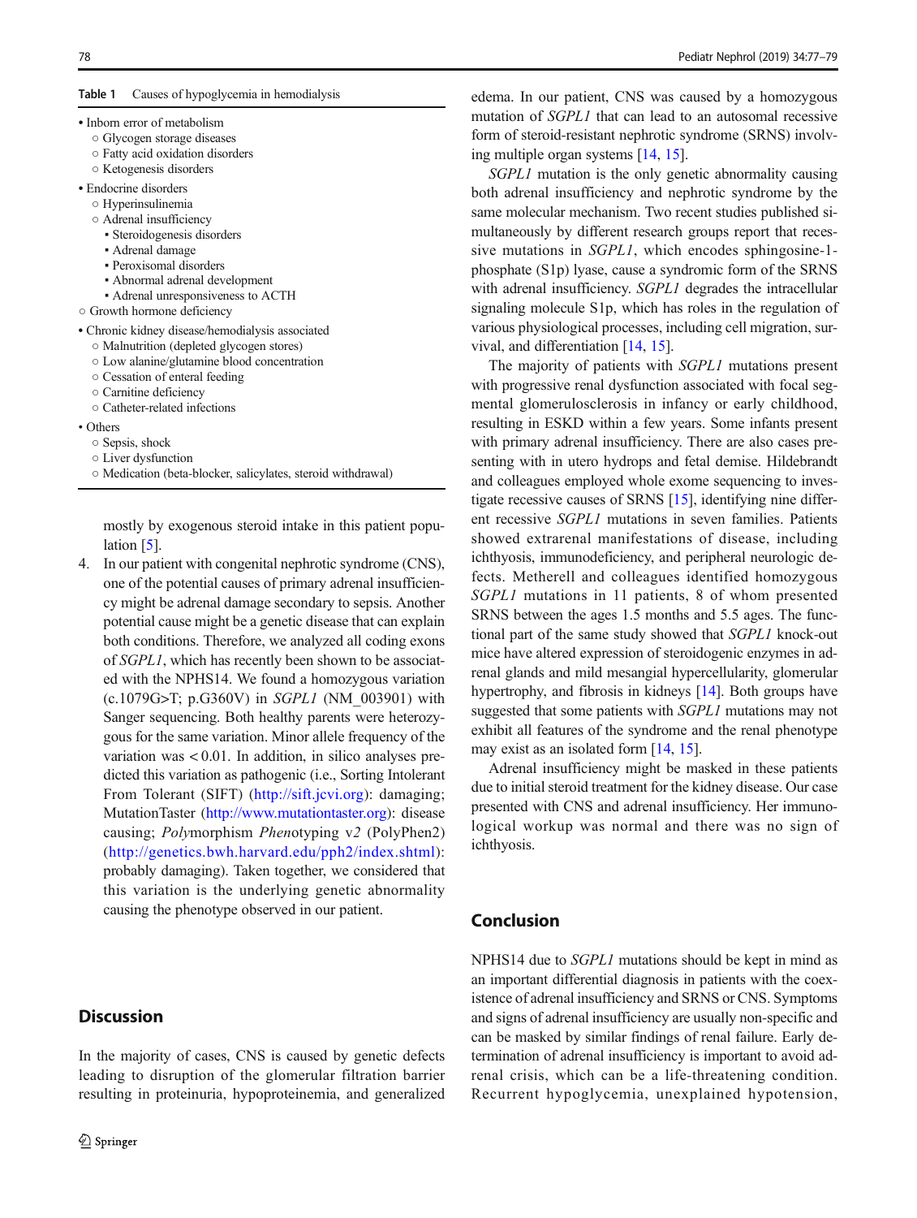**Table 1** Causes of hypoglycemia in hemodialysis

- Inborn error of metabolism
  - Glycogen storage diseases
  - Fatty acid oxidation disorders
  - Ketogenesis disorders
- Endocrine disorders
  - Hyperinsulinemia
  - Adrenal insufficiency
    - Steroidogenesis disorders
    - Adrenal damage
    - Peroxisomal disorders
    - Abnormal adrenal development
    - Adrenal unresponsiveness to ACTH
  - Growth hormone deficiency
- Chronic kidney disease/hemodialysis associated
  - Malnutrition (depleted glycogen stores)
  - Low alanine/glutamine blood concentration
  - Cessation of enteral feeding
  - Carnitine deficiency
  - Catheter-related infections
- Others
  - Sepsis, shock
  - Liver dysfunction
  - Medication (beta-blocker, salicylates, steroid withdrawal)

mostly by exogenous steroid intake in this patient population [5].

4. In our patient with congenital nephrotic syndrome (CNS), one of the potential causes of primary adrenal insufficiency might be adrenal damage secondary to sepsis. Another potential cause might be a genetic disease that can explain both conditions. Therefore, we analyzed all coding exons of *SGPL1*, which has recently been shown to be associated with the NPHS14. We found a homozygous variation (c.1079G>T; p.G360V) in *SGPL1* (NM_003901) with Sanger sequencing. Both healthy parents were heterozygous for the same variation. Minor allele frequency of the variation was $< 0.01$. In addition, in silico analyses predicted this variation as pathogenic (i.e., Sorting Intolerant From Tolerant (SIFT) (http://sift.jcvi.org): damaging; MutationTaster (http://www.mutationtaster.org): disease causing; *Poly*morphism *Phen*otyping v*2* (PolyPhen2) (http://genetics.bwh.harvard.edu/pph2/index.shtml): probably damaging). Taken together, we considered that this variation is the underlying genetic abnormality causing the phenotype observed in our patient.

## Discussion

In the majority of cases, CNS is caused by genetic defects leading to disruption of the glomerular filtration barrier resulting in proteinuria, hypoproteinemia, and generalized edema. In our patient, CNS was caused by a homozygous mutation of *SGPL1* that can lead to an autosomal recessive form of steroid-resistant nephrotic syndrome (SRNS) involving multiple organ systems [14, 15].

*SGPL1* mutation is the only genetic abnormality causing both adrenal insufficiency and nephrotic syndrome by the same molecular mechanism. Two recent studies published simultaneously by different research groups report that recessive mutations in *SGPL1*, which encodes sphingosine-1-phosphate (S1p) lyase, cause a syndromic form of the SRNS with adrenal insufficiency. *SGPL1* degrades the intracellular signaling molecule S1p, which has roles in the regulation of various physiological processes, including cell migration, survival, and differentiation [14, 15].

The majority of patients with *SGPL1* mutations present with progressive renal dysfunction associated with focal segmental glomerulosclerosis in infancy or early childhood, resulting in ESKD within a few years. Some infants present with primary adrenal insufficiency. There are also cases presenting with in utero hydrops and fetal demise. Hildebrandt and colleagues employed whole exome sequencing to investigate recessive causes of SRNS [15], identifying nine different recessive *SGPL1* mutations in seven families. Patients showed extrarenal manifestations of disease, including ichthyosis, immunodeficiency, and peripheral neurologic defects. Metherell and colleagues identified homozygous *SGPL1* mutations in 11 patients, 8 of whom presented SRNS between the ages 1.5 months and 5.5 ages. The functional part of the same study showed that *SGPL1* knock-out mice have altered expression of steroidogenic enzymes in adrenal glands and mild mesangial hypercellularity, glomerular hypertrophy, and fibrosis in kidneys [14]. Both groups have suggested that some patients with *SGPL1* mutations may not exhibit all features of the syndrome and the renal phenotype may exist as an isolated form [14, 15].

Adrenal insufficiency might be masked in these patients due to initial steroid treatment for the kidney disease. Our case presented with CNS and adrenal insufficiency. Her immunological workup was normal and there was no sign of ichthyosis.

## Conclusion

NPHS14 due to *SGPL1* mutations should be kept in mind as an important differential diagnosis in patients with the coexistence of adrenal insufficiency and SRNS or CNS. Symptoms and signs of adrenal insufficiency are usually non-specific and can be masked by similar findings of renal failure. Early determination of adrenal insufficiency is important to avoid adrenal crisis, which can be a life-threatening condition. Recurrent hypoglycemia, unexplained hypotension,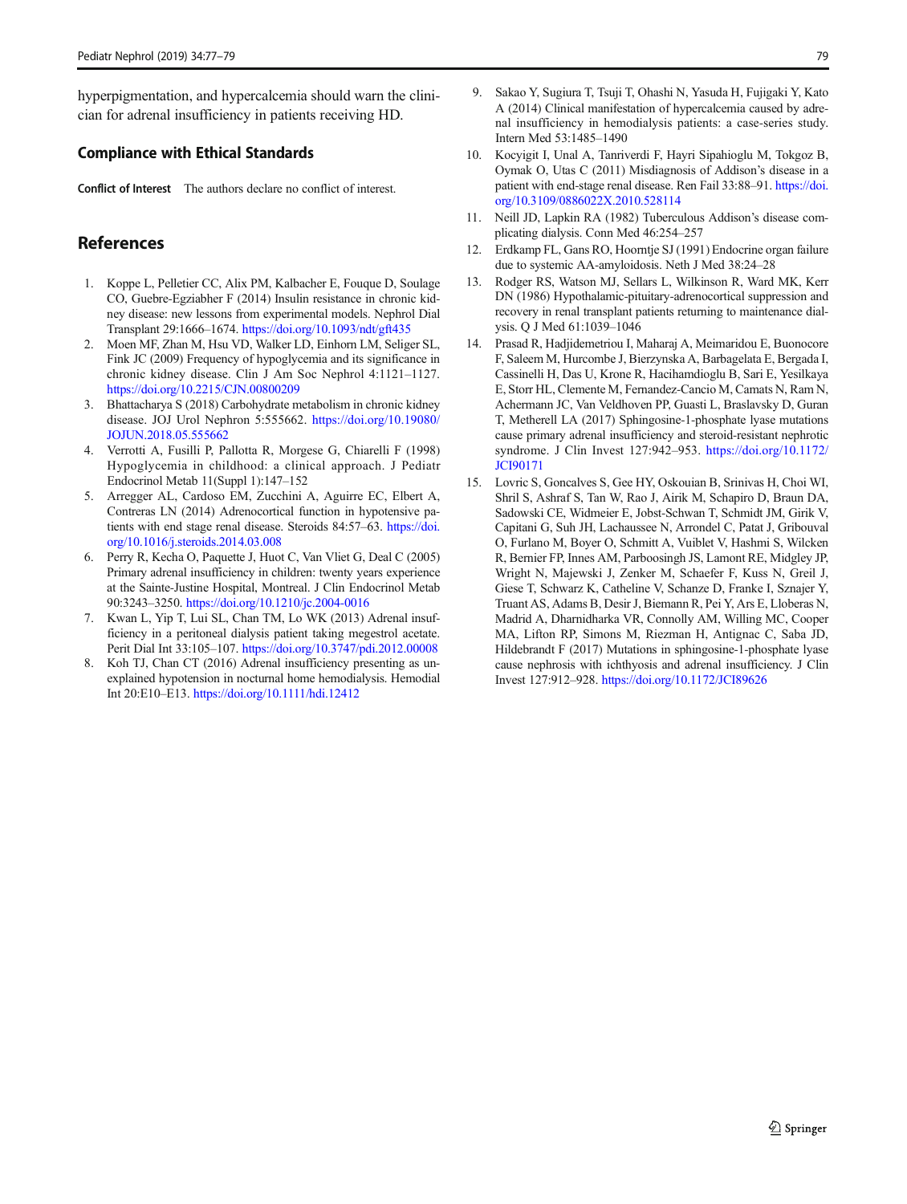hyperpigmentation, and hypercalcemia should warn the clinician for adrenal insufficiency in patients receiving HD.

## Compliance with Ethical Standards

**Conflict of Interest** The authors declare no conflict of interest.

## References

1. Koppe L, Pelletier CC, Alix PM, Kalbacher E, Fouque D, Soulage CO, Guebre-Egziabher F (2014) Insulin resistance in chronic kidney disease: new lessons from experimental models. Nephrol Dial Transplant 29:1666–1674. https://doi.org/10.1093/ndt/gft435
2. Moen MF, Zhan M, Hsu VD, Walker LD, Einhorn LM, Seliger SL, Fink JC (2009) Frequency of hypoglycemia and its significance in chronic kidney disease. Clin J Am Soc Nephrol 4:1121–1127. https://doi.org/10.2215/CJN.00800209
3. Bhattacharya S (2018) Carbohydrate metabolism in chronic kidney disease. JOJ Urol Nephron 5:555662. https://doi.org/10.19080/JOJUN.2018.05.555662
4. Verrotti A, Fusilli P, Pallotta R, Morgese G, Chiarelli F (1998) Hypoglycemia in childhood: a clinical approach. J Pediatr Endocrinol Metab 11(Suppl 1):147–152
5. Arregger AL, Cardoso EM, Zucchini A, Aguirre EC, Elbert A, Contreras LN (2014) Adrenocortical function in hypotensive patients with end stage renal disease. Steroids 84:57–63. https://doi.org/10.1016/j.steroids.2014.03.008
6. Perry R, Kecha O, Paquette J, Huot C, Van Vliet G, Deal C (2005) Primary adrenal insufficiency in children: twenty years experience at the Sainte-Justine Hospital, Montreal. J Clin Endocrinol Metab 90:3243–3250. https://doi.org/10.1210/jc.2004-0016
7. Kwan L, Yip T, Lui SL, Chan TM, Lo WK (2013) Adrenal insufficiency in a peritoneal dialysis patient taking megestrol acetate. Perit Dial Int 33:105–107. https://doi.org/10.3747/pdi.2012.00008
8. Koh TJ, Chan CT (2016) Adrenal insufficiency presenting as unexplained hypotension in nocturnal home hemodialysis. Hemodial Int 20:E10–E13. https://doi.org/10.1111/hdi.12412
9. Sakao Y, Sugiura T, Tsuji T, Ohashi N, Yasuda H, Fujigaki Y, Kato A (2014) Clinical manifestation of hypercalcemia caused by adrenal insufficiency in hemodialysis patients: a case-series study. Intern Med 53:1485–1490
10. Kocyigit I, Unal A, Tanriverdi F, Hayri Sipahioglu M, Tokgoz B, Oymak O, Utas C (2011) Misdiagnosis of Addison's disease in a patient with end-stage renal disease. Ren Fail 33:88–91. https://doi.org/10.3109/0886022X.2010.528114
11. Neill JD, Lapkin RA (1982) Tuberculous Addison's disease complicating dialysis. Conn Med 46:254–257
12. Erdkamp FL, Gans RO, Hoorntje SJ (1991) Endocrine organ failure due to systemic AA-amyloidosis. Neth J Med 38:24–28
13. Rodger RS, Watson MJ, Sellars L, Wilkinson R, Ward MK, Kerr DN (1986) Hypothalamic-pituitary-adrenocortical suppression and recovery in renal transplant patients returning to maintenance dialysis. Q J Med 61:1039–1046
14. Prasad R, Hadjidemetriou I, Maharaj A, Meimaridou E, Buonocore F, Saleem M, Hurcombe J, Bierzynska A, Barbagelata E, Bergada I, Cassinelli H, Das U, Krone R, Hacihamdioglu B, Sari E, Yesilkaya E, Storr HL, Clemente M, Fernandez-Cancio M, Camats N, Ram N, Achermann JC, Van Veldhoven PP, Guasti L, Braslavsky D, Guran T, Metherell LA (2017) Sphingosine-1-phosphate lyase mutations cause primary adrenal insufficiency and steroid-resistant nephrotic syndrome. J Clin Invest 127:942–953. https://doi.org/10.1172/JCI90171
15. Lovric S, Goncalves S, Gee HY, Oskouian B, Srinivas H, Choi WI, Shril S, Ashraf S, Tan W, Rao J, Airik M, Schapiro D, Braun DA, Sadowski CE, Widmeier E, Jobst-Schwan T, Schmidt JM, Girik V, Capitani G, Suh JH, Lachaussee N, Arrondel C, Patat J, Gribouval O, Furlano M, Boyer O, Schmitt A, Vuiblet V, Hashmi S, Wilcken R, Bernier FP, Innes AM, Parboosingh JS, Lamont RE, Midgley JP, Wright N, Majewski J, Zenker M, Schaefer F, Kuss N, Greil J, Giese T, Schwarz K, Catheline V, Schanze D, Franke I, Sznajer Y, Truant AS, Adams B, Desir J, Biemann R, Pei Y, Ars E, Lloberas N, Madrid A, Dharnidharka VR, Connolly AM, Willing MC, Cooper MA, Lifton RP, Simons M, Riezman H, Antignac C, Saba JD, Hildebrandt F (2017) Mutations in sphingosine-1-phosphate lyase cause nephrosis with ichthyosis and adrenal insufficiency. J Clin Invest 127:912–928. https://doi.org/10.1172/JCI89626